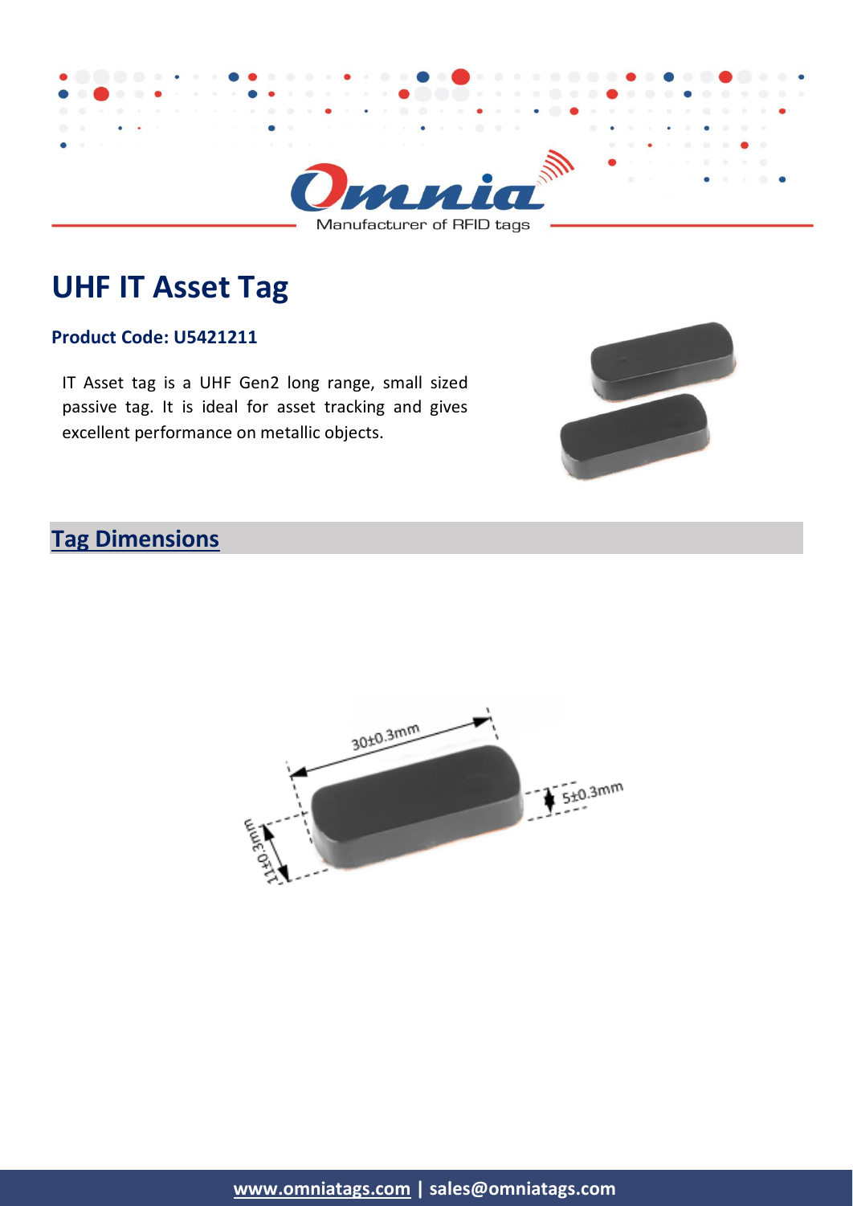Omnia

Manufacturer of RFID tags

# UHF IT Asset Tag

**Product Code: U5421211**

IT Asset tag is a UHF Gen2 long range, small sized passive tag. It is ideal for asset tracking and gives excellent performance on metallic objects.

## Tag Dimensions

30±0.3mm

5±0.3mm

11±0.3mm

**www.omniatags.com | sales@omniatags.com**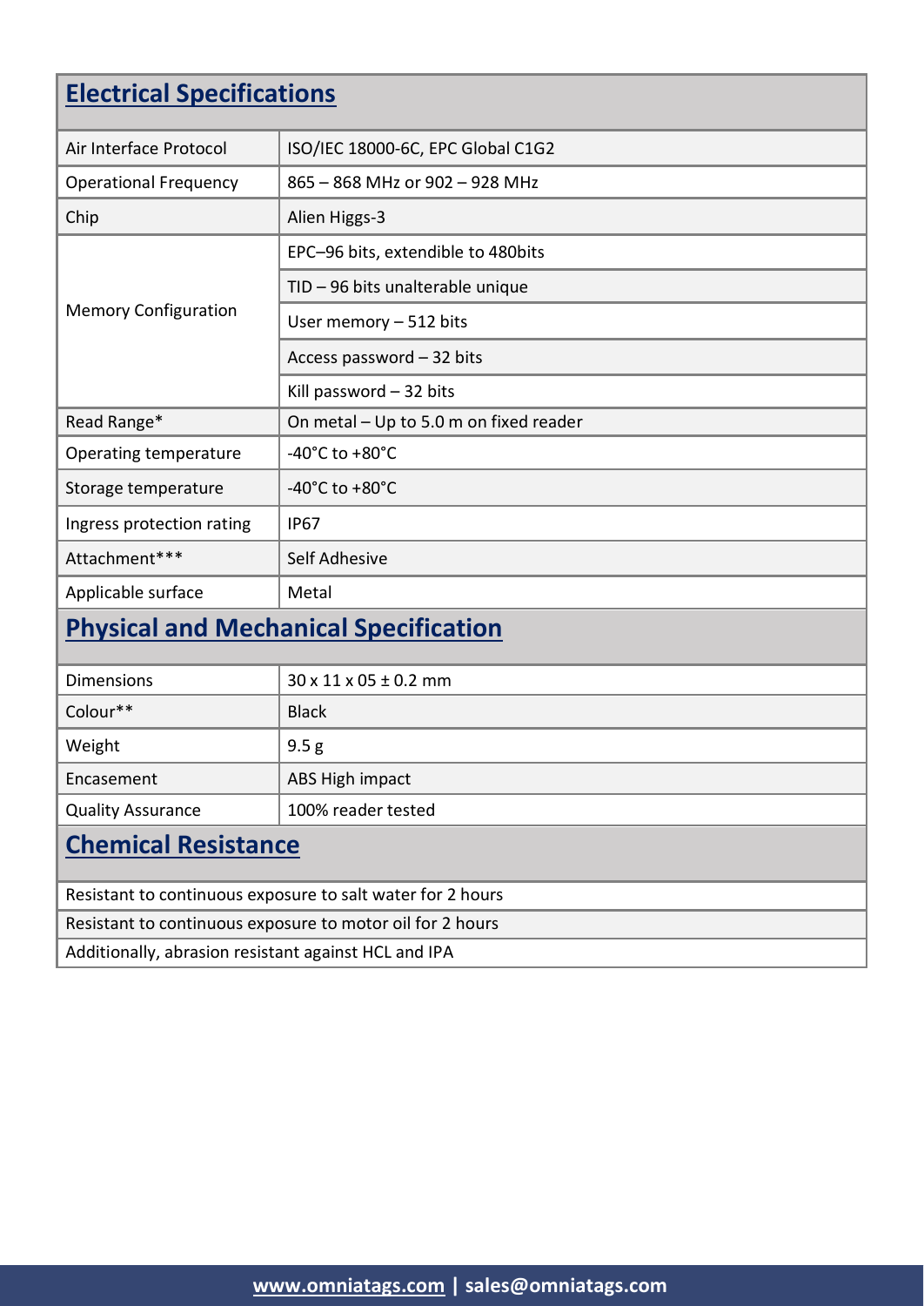## Electrical Specifications

| | |
|---|---|
| Air Interface Protocol | ISO/IEC 18000-6C, EPC Global C1G2 |
| Operational Frequency | 865 – 868 MHz or 902 – 928 MHz |
| Chip | Alien Higgs-3 |
| Memory Configuration | EPC–96 bits, extendible to 480bits |
| | TID – 96 bits unalterable unique |
| | User memory – 512 bits |
| | Access password – 32 bits |
| | Kill password – 32 bits |
| Read Range* | On metal – Up to 5.0 m on fixed reader |
| Operating temperature | -40°C to +80°C |
| Storage temperature | -40°C to +80°C |
| Ingress protection rating | IP67 |
| Attachment*** | Self Adhesive |
| Applicable surface | Metal |

## Physical and Mechanical Specification

| | |
|---|---|
| Dimensions | 30 x 11 x 05 ± 0.2 mm |
| Colour** | Black |
| Weight | 9.5 g |
| Encasement | ABS High impact |
| Quality Assurance | 100% reader tested |

## Chemical Resistance

| |
|---|
| Resistant to continuous exposure to salt water for 2 hours |
| Resistant to continuous exposure to motor oil for 2 hours |
| Additionally, abrasion resistant against HCL and IPA |

www.omniatags.com | sales@omniatags.com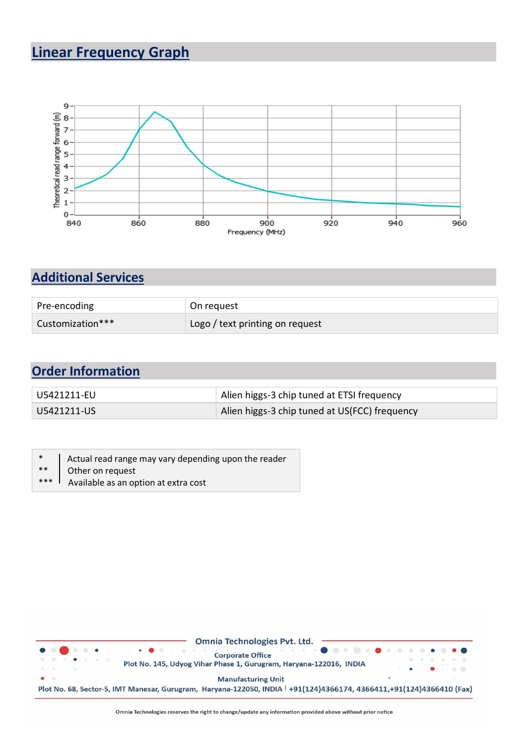## Linear Frequency Graph

Theoretical read range forward (m)

9
8
7
6
5
4
3
2
1
0

840 860 880 900 920 940 960

Frequency (MHz)

## Additional Services

| | |
|---|---|
| Pre-encoding | On request |
| Customization*** | Logo / text printing on request |

## Order Information

| | |
|---|---|
| U5421211-EU | Alien higgs-3 chip tuned at ETSI frequency |
| U5421211-US | Alien higgs-3 chip tuned at US(FCC) frequency |

| | |
|---|---|
| * | Actual read range may vary depending upon the reader |
| ** | Other on request |
| *** | Available as an option at extra cost |

**Omnia Technologies Pvt. Ltd.**

Corporate Office
Plot No. 145, Udyog Vihar Phase 1, Gurugram, Haryana-122016, INDIA

Manufacturing Unit
Plot No. 68, Sector-5, IMT Manesar, Gurugram, Haryana-122050, INDIA | +91(124)4366174, 4366411,+91(124)4366410 (Fax)

Omnia Technologies reserves the right to change/update any information provided above without prior notice